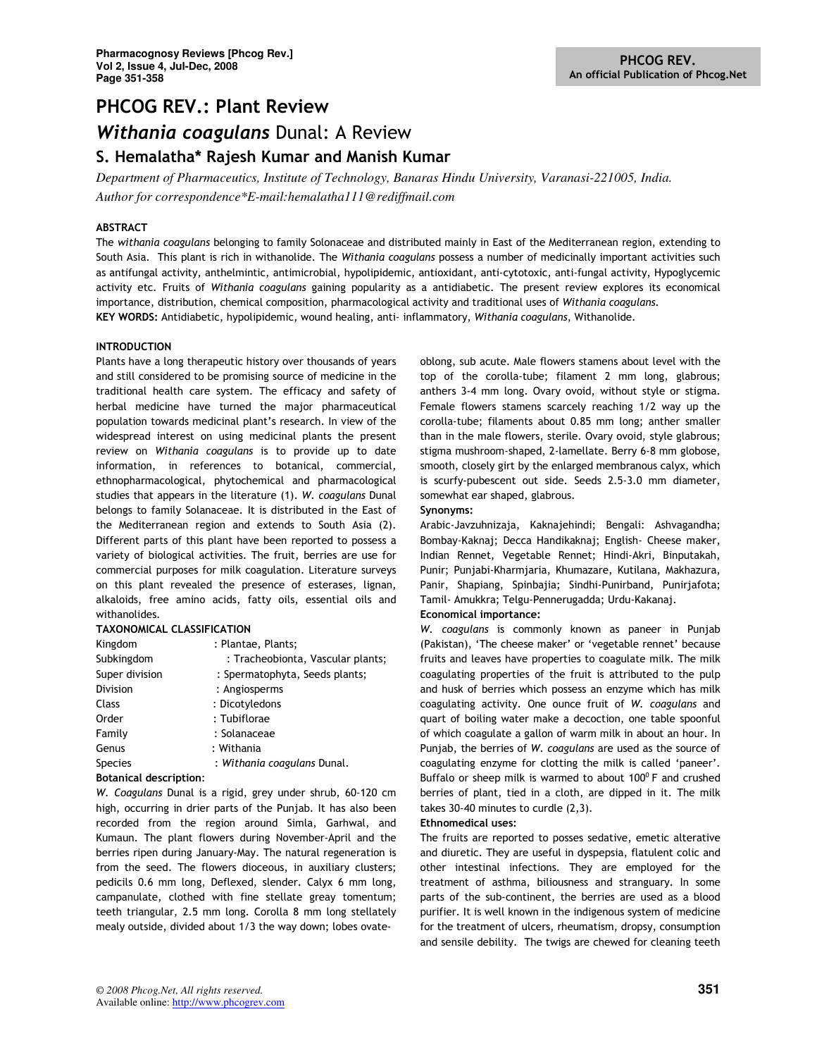# PHCOG REV.: Plant Review

## *Withania coagulans* Dunal: A Review

### S. Hemalatha* Rajesh Kumar and Manish Kumar

*Department of Pharmaceutics, Institute of Technology, Banaras Hindu University, Varanasi-221005, India.*
*Author for correspondence\*E-mail:hemalatha111@rediffmail.com*

**ABSTRACT**

The *withania coagulans* belonging to family Solonaceae and distributed mainly in East of the Mediterranean region, extending to South Asia. This plant is rich in withanolide. The *Withania coagulans* possess a number of medicinally important activities such as antifungal activity, anthelmintic, antimicrobial, hypolipidemic, antioxidant, anti-cytotoxic, anti-fungal activity, Hypoglycemic activity etc. Fruits of *Withania coagulans* gaining popularity as a antidiabetic. The present review explores its economical importance, distribution, chemical composition, pharmacological activity and traditional uses of *Withania coagulans.*

**KEY WORDS:** Antidiabetic, hypolipidemic, wound healing, anti- inflammatory, *Withania coagulans*, Withanolide.

**INTRODUCTION**

Plants have a long therapeutic history over thousands of years and still considered to be promising source of medicine in the traditional health care system. The efficacy and safety of herbal medicine have turned the major pharmaceutical population towards medicinal plant's research. In view of the widespread interest on using medicinal plants the present review on *Withania coagulans* is to provide up to date information, in references to botanical, commercial, ethnopharmacological, phytochemical and pharmacological studies that appears in the literature (1). *W. coagulans* Dunal belongs to family Solanaceae. It is distributed in the East of the Mediterranean region and extends to South Asia (2). Different parts of this plant have been reported to possess a variety of biological activities. The fruit, berries are use for commercial purposes for milk coagulation. Literature surveys on this plant revealed the presence of esterases, lignan, alkaloids, free amino acids, fatty oils, essential oils and withanolides.

**TAXONOMICAL CLASSIFICATION**

| | |
|---|---|
| Kingdom | : Plantae, Plants; |
| Subkingdom | : Tracheobionta, Vascular plants; |
| Super division | : Spermatophyta, Seeds plants; |
| Division | : Angiosperms |
| Class | : Dicotyledons |
| Order | : Tubiflorae |
| Family | : Solanaceae |
| Genus | : Withania |
| Species | : *Withania coagulans* Dunal. |

**Botanical description**:

*W. Coagulans* Dunal is a rigid, grey under shrub, 60-120 cm high, occurring in drier parts of the Punjab. It has also been recorded from the region around Simla, Garhwal, and Kumaun. The plant flowers during November-April and the berries ripen during January-May. The natural regeneration is from the seed. The flowers dioceous, in auxiliary clusters; pedicils 0.6 mm long, Deflexed, slender. Calyx 6 mm long, campanulate, clothed with fine stellate greay tomentum; teeth triangular, 2.5 mm long. Corolla 8 mm long stellately mealy outside, divided about 1/3 the way down; lobes ovate-oblong, sub acute. Male flowers stamens about level with the top of the corolla-tube; filament 2 mm long, glabrous; anthers 3-4 mm long. Ovary ovoid, without style or stigma. Female flowers stamens scarcely reaching 1/2 way up the corolla-tube; filaments about 0.85 mm long; anther smaller than in the male flowers, sterile. Ovary ovoid, style glabrous; stigma mushroom-shaped, 2-lamellate. Berry 6-8 mm globose, smooth, closely girt by the enlarged membranous calyx, which is scurfy-pubescent out side. Seeds 2.5-3.0 mm diameter, somewhat ear shaped, glabrous.

**Synonyms:**

Arabic-Javzuhnizaja, Kaknajehindi; Bengali: Ashvagandha; Bombay-Kaknaj; Decca Handikaknaj; English- Cheese maker, Indian Rennet, Vegetable Rennet; Hindi-Akri, Binputakah, Punir; Punjabi-Kharmjaria, Khumazare, Kutilana, Makhazura, Panir, Shapiang, Spinbajia; Sindhi-Punirband, Punirjafota; Tamil- Amukkra; Telgu-Pennerugadda; Urdu-Kakanaj.

**Economical importance:**

*W. coagulans* is commonly known as paneer in Punjab (Pakistan), 'The cheese maker' or 'vegetable rennet' because fruits and leaves have properties to coagulate milk. The milk coagulating properties of the fruit is attributed to the pulp and husk of berries which possess an enzyme which has milk coagulating activity. One ounce fruit of *W. coagulans* and quart of boiling water make a decoction, one table spoonful of which coagulate a gallon of warm milk in about an hour. In Punjab, the berries of *W. coagulans* are used as the source of coagulating enzyme for clotting the milk is called 'paneer'. Buffalo or sheep milk is warmed to about $100^0$ F and crushed berries of plant, tied in a cloth, are dipped in it. The milk takes 30-40 minutes to curdle (2,3).

**Ethnomedical uses:**

The fruits are reported to posses sedative, emetic alterative and diuretic. They are useful in dyspepsia, flatulent colic and other intestinal infections. They are employed for the treatment of asthma, biliousness and stranguary. In some parts of the sub-continent, the berries are used as a blood purifier. It is well known in the indigenous system of medicine for the treatment of ulcers, rheumatism, dropsy, consumption and sensile debility. The twigs are chewed for cleaning teeth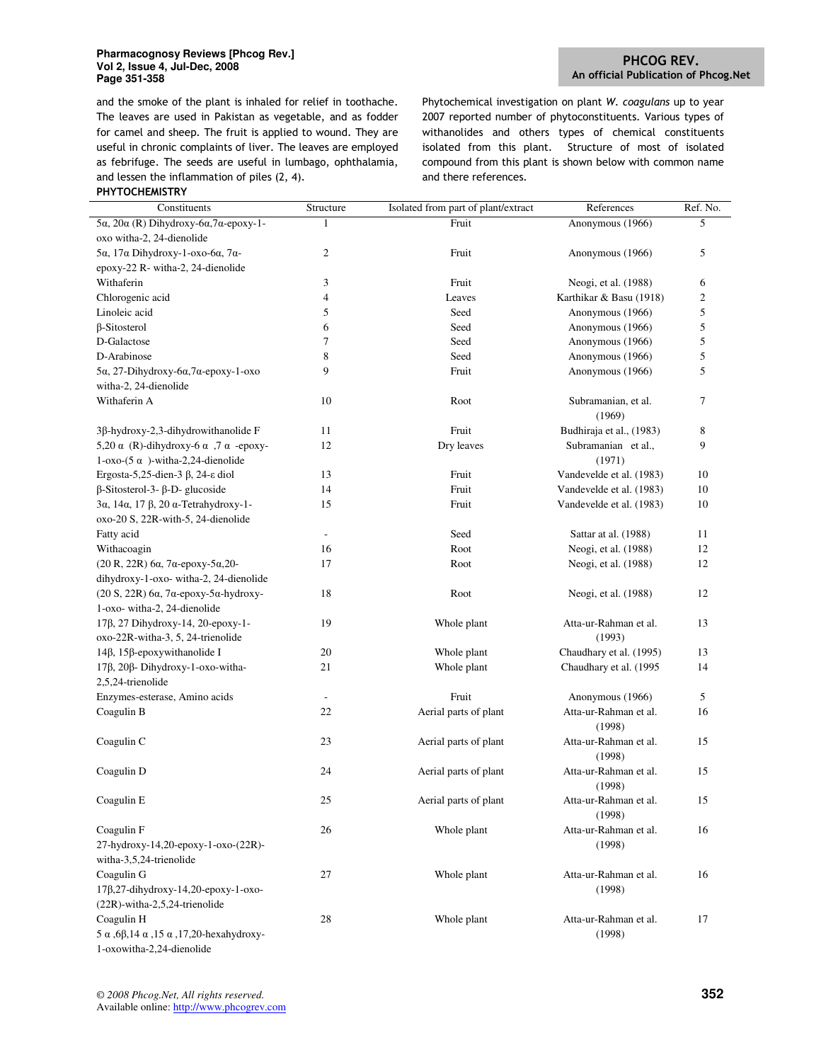and the smoke of the plant is inhaled for relief in toothache. The leaves are used in Pakistan as vegetable, and as fodder for camel and sheep. The fruit is applied to wound. They are useful in chronic complaints of liver. The leaves are employed as febrifuge. The seeds are useful in lumbago, ophthalamia, and lessen the inflammation of piles (2, 4).

## PHYTOCHEMISTRY

Phytochemical investigation on plant *W. coagulans* up to year 2007 reported number of phytoconstituents. Various types of withanolides and others types of chemical constituents isolated from this plant. Structure of most of isolated compound from this plant is shown below with common name and there references.

| Constituents | Structure | Isolated from part of plant/extract | References | Ref. No. |
|---|---|---|---|---|
| 5α, 20α (R) Dihydroxy-6α,7α-epoxy-1-oxo witha-2, 24-dienolide | 1 | Fruit | Anonymous (1966) | 5 |
| 5α, 17α Dihydroxy-1-oxo-6α, 7α-epoxy-22 R- witha-2, 24-dienolide | 2 | Fruit | Anonymous (1966) | 5 |
| Withaferin | 3 | Fruit | Neogi, et al. (1988) | 6 |
| Chlorogenic acid | 4 | Leaves | Karthikar & Basu (1918) | 2 |
| Linoleic acid | 5 | Seed | Anonymous (1966) | 5 |
| β-Sitosterol | 6 | Seed | Anonymous (1966) | 5 |
| D-Galactose | 7 | Seed | Anonymous (1966) | 5 |
| D-Arabinose | 8 | Seed | Anonymous (1966) | 5 |
| 5α, 27-Dihydroxy-6α,7α-epoxy-1-oxo witha-2, 24-dienolide | 9 | Fruit | Anonymous (1966) | 5 |
| Withaferin A | 10 | Root | Subramanian, et al. (1969) | 7 |
| 3β-hydroxy-2,3-dihydrowithanolide F | 11 | Fruit | Budhiraja et al., (1983) | 8 |
| 5,20 α (R)-dihydroxy-6 α ,7 α -epoxy-1-oxo-(5 α )-witha-2,24-dienolide | 12 | Dry leaves | Subramanian et al., (1971) | 9 |
| Ergosta-5,25-dien-3 β, 24-ε diol | 13 | Fruit | Vandevelde et al. (1983) | 10 |
| β-Sitosterol-3- β-D- glucoside | 14 | Fruit | Vandevelde et al. (1983) | 10 |
| 3α, 14α, 17 β, 20 α-Tetrahydroxy-1-oxo-20 S, 22R-with-5, 24-dienolide | 15 | Fruit | Vandevelde et al. (1983) | 10 |
| Fatty acid | - | Seed | Sattar at al. (1988) | 11 |
| Withacoagin | 16 | Root | Neogi, et al. (1988) | 12 |
| (20 R, 22R) 6α, 7α-epoxy-5α,20-dihydroxy-1-oxo- witha-2, 24-dienolide | 17 | Root | Neogi, et al. (1988) | 12 |
| (20 S, 22R) 6α, 7α-epoxy-5α-hydroxy-1-oxo- witha-2, 24-dienolide | 18 | Root | Neogi, et al. (1988) | 12 |
| 17β, 27 Dihydroxy-14, 20-epoxy-1-oxo-22R-witha-3, 5, 24-trienolide | 19 | Whole plant | Atta-ur-Rahman et al. (1993) | 13 |
| 14β, 15β-epoxywithanolide I | 20 | Whole plant | Chaudhary et al. (1995) | 13 |
| 17β, 20β- Dihydroxy-1-oxo-witha-2,5,24-trienolide | 21 | Whole plant | Chaudhary et al. (1995 | 14 |
| Enzymes-esterase, Amino acids | - | Fruit | Anonymous (1966) | 5 |
| Coagulin B | 22 | Aerial parts of plant | Atta-ur-Rahman et al. (1998) | 16 |
| Coagulin C | 23 | Aerial parts of plant | Atta-ur-Rahman et al. (1998) | 15 |
| Coagulin D | 24 | Aerial parts of plant | Atta-ur-Rahman et al. (1998) | 15 |
| Coagulin E | 25 | Aerial parts of plant | Atta-ur-Rahman et al. (1998) | 15 |
| Coagulin F 27-hydroxy-14,20-epoxy-1-oxo-(22R)-witha-3,5,24-trienolide | 26 | Whole plant | Atta-ur-Rahman et al. (1998) | 16 |
| Coagulin G 17β,27-dihydroxy-14,20-epoxy-1-oxo-(22R)-witha-2,5,24-trienolide | 27 | Whole plant | Atta-ur-Rahman et al. (1998) | 16 |
| Coagulin H 5 α ,6β,14 α ,15 α ,17,20-hexahydroxy-1-oxowitha-2,24-dienolide | 28 | Whole plant | Atta-ur-Rahman et al. (1998) | 17 |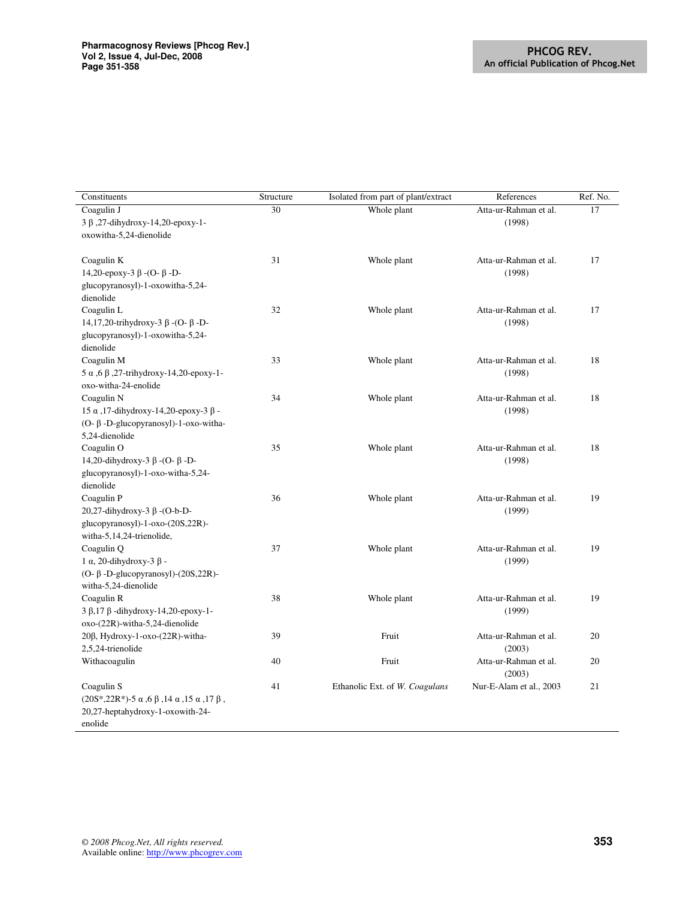| Constituents | Structure | Isolated from part of plant/extract | References | Ref. No. |
|---|---|---|---|---|
| Coagulin J<br>3 β ,27-dihydroxy-14,20-epoxy-1-oxowitha-5,24-dienolide | 30 | Whole plant | Atta-ur-Rahman et al. (1998) | 17 |
| Coagulin K<br>14,20-epoxy-3 β -(O- β -D-glucopyranosyl)-1-oxowitha-5,24-dienolide | 31 | Whole plant | Atta-ur-Rahman et al. (1998) | 17 |
| Coagulin L<br>14,17,20-trihydroxy-3 β -(O- β -D-glucopyranosyl)-1-oxowitha-5,24-dienolide | 32 | Whole plant | Atta-ur-Rahman et al. (1998) | 17 |
| Coagulin M<br>5 α ,6 β ,27-trihydroxy-14,20-epoxy-1-oxo-witha-24-enolide | 33 | Whole plant | Atta-ur-Rahman et al. (1998) | 18 |
| Coagulin N<br>15 α ,17-dihydroxy-14,20-epoxy-3 β -(O- β -D-glucopyranosyl)-1-oxo-witha-5,24-dienolide | 34 | Whole plant | Atta-ur-Rahman et al. (1998) | 18 |
| Coagulin O<br>14,20-dihydroxy-3 β -(O- β -D-glucopyranosyl)-1-oxo-witha-5,24-dienolide | 35 | Whole plant | Atta-ur-Rahman et al. (1998) | 18 |
| Coagulin P<br>20,27-dihydroxy-3 β -(O-b-D-glucopyranosyl)-1-oxo-(20S,22R)-witha-5,14,24-trienolide, | 36 | Whole plant | Atta-ur-Rahman et al. (1999) | 19 |
| Coagulin Q<br>1 α, 20-dihydroxy-3 β -(O- β -D-glucopyranosyl)-(20S,22R)-witha-5,24-dienolide | 37 | Whole plant | Atta-ur-Rahman et al. (1999) | 19 |
| Coagulin R<br>3 β,17 β -dihydroxy-14,20-epoxy-1-oxo-(22R)-witha-5,24-dienolide | 38 | Whole plant | Atta-ur-Rahman et al. (1999) | 19 |
| 20β, Hydroxy-1-oxo-(22R)-witha-2,5,24-trienolide | 39 | Fruit | Atta-ur-Rahman et al. (2003) | 20 |
| Withacoagulin | 40 | Fruit | Atta-ur-Rahman et al. (2003) | 20 |
| Coagulin S<br>(20S*,22R*)-5 α ,6 β ,14 α ,15 α ,17 β , 20,27-heptahydroxy-1-oxowith-24-enolide | 41 | Ethanolic Ext. of *W. Coagulans* | Nur-E-Alam et al., 2003 | 21 |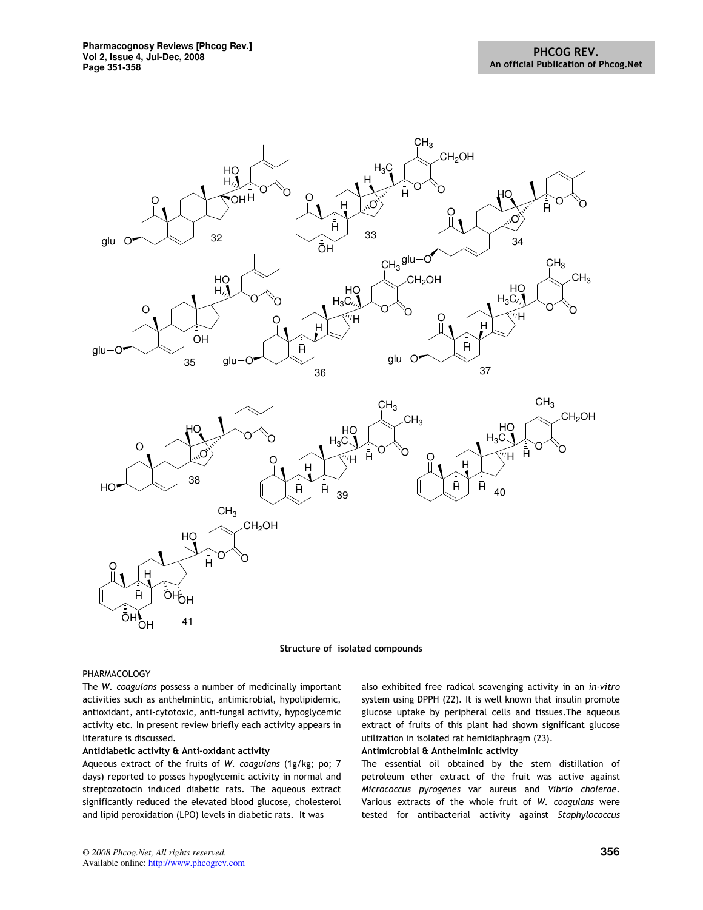**Structure of isolated compounds**

PHARMACOLOGY

The *W. coagulans* possess a number of medicinally important activities such as anthelmintic, antimicrobial, hypolipidemic, antioxidant, anti-cytotoxic, anti-fungal activity, hypoglycemic activity etc. In present review briefly each activity appears in literature is discussed.

**Antidiabetic activity & Anti-oxidant activity**

Aqueous extract of the fruits of *W. coagulans* (1g/kg; po; 7 days) reported to posses hypoglycemic activity in normal and streptozotocin induced diabetic rats. The aqueous extract significantly reduced the elevated blood glucose, cholesterol and lipid peroxidation (LPO) levels in diabetic rats. It was also exhibited free radical scavenging activity in an *in-vitro* system using DPPH (22). It is well known that insulin promote glucose uptake by peripheral cells and tissues.The aqueous extract of fruits of this plant had shown significant glucose utilization in isolated rat hemidiaphragm (23).

**Antimicrobial & Anthelminic activity**

The essential oil obtained by the stem distillation of petroleum ether extract of the fruit was active against *Micrococcus pyrogenes* var aureus and *Vibrio cholerae*. Various extracts of the whole fruit of *W. coagulans* were tested for antibacterial activity against *Staphylococcus*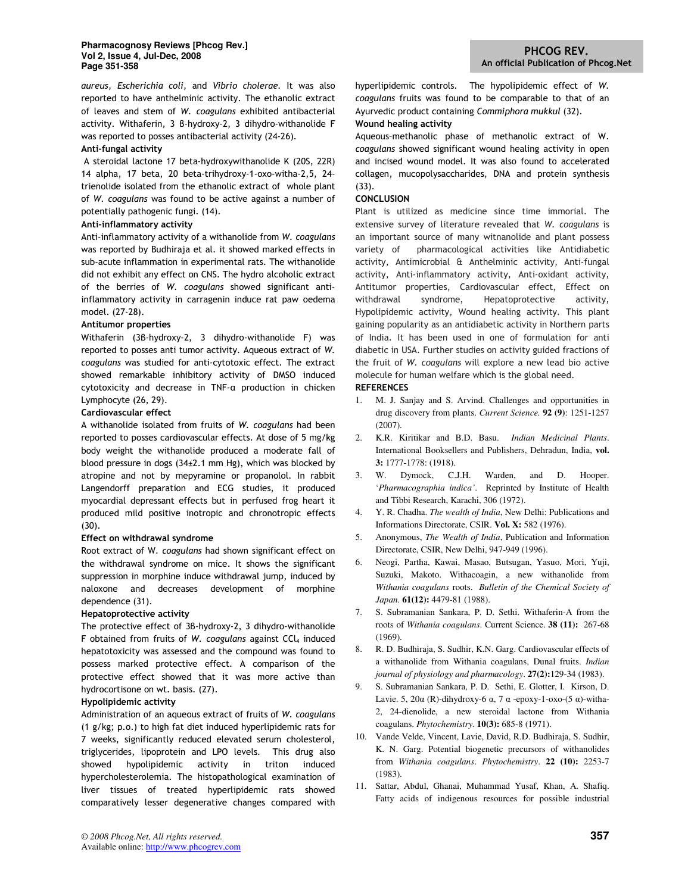*aureus, Escherichia coli,* and *Vibrio cholerae.* It was also reported to have anthelminic activity. The ethanolic extract of leaves and stem of *W. coagulans* exhibited antibacterial activity. Withaferin, 3 β-hydroxy-2, 3 dihydro-withanolide F was reported to posses antibacterial activity (24-26).

**Anti-fungal activity**

A steroidal lactone 17 beta-hydroxywithanolide K (20S, 22R) 14 alpha, 17 beta, 20 beta-trihydroxy-1-oxo-witha-2,5, 24-trienolide isolated from the ethanolic extract of whole plant of *W. coagulans* was found to be active against a number of potentially pathogenic fungi. (14).

**Anti-inflammatory activity**

Anti-inflammatory activity of a withanolide from *W. coagulans* was reported by Budhiraja et al. it showed marked effects in sub-acute inflammation in experimental rats. The withanolide did not exhibit any effect on CNS. The hydro alcoholic extract of the berries of *W. coagulans* showed significant anti-inflammatory activity in carragenin induce rat paw oedema model. (27-28).

**Antitumor properties**

Withaferin (3β-hydroxy-2, 3 dihydro-withanolide F) was reported to posses anti tumor activity. Aqueous extract of *W. coagulans* was studied for anti-cytotoxic effect. The extract showed remarkable inhibitory activity of DMSO induced cytotoxicity and decrease in TNF-α production in chicken Lymphocyte (26, 29).

**Cardiovascular effect**

A withanolide isolated from fruits of *W. coagulans* had been reported to posses cardiovascular effects. At dose of 5 mg/kg body weight the withanolide produced a moderate fall of blood pressure in dogs (34±2.1 mm Hg), which was blocked by atropine and not by mepyramine or propanolol. In rabbit Langendorff preparation and ECG studies, it produced myocardial depressant effects but in perfused frog heart it produced mild positive inotropic and chronotropic effects (30).

**Effect on withdrawal syndrome**

Root extract of W. *coagulans* had shown significant effect on the withdrawal syndrome on mice. It shows the significant suppression in morphine induce withdrawal jump, induced by naloxone and decreases development of morphine dependence (31).

**Hepatoprotective activity**

The protective effect of 3β-hydroxy-2, 3 dihydro-withanolide F obtained from fruits of *W. coagulans* against $CCl_4$ induced hepatotoxicity was assessed and the compound was found to possess marked protective effect. A comparison of the protective effect showed that it was more active than hydrocortisone on wt. basis. (27).

**Hypolipidemic activity**

Administration of an aqueous extract of fruits of *W. coagulans* (1 g/kg; p.o.) to high fat diet induced hyperlipidemic rats for 7 weeks, significantly reduced elevated serum cholesterol, triglycerides, lipoprotein and LPO levels. This drug also showed hypolipidemic activity in triton induced hypercholesterolemia. The histopathological examination of liver tissues of treated hyperlipidemic rats showed comparatively lesser degenerative changes compared with hyperlipidemic controls. The hypolipidemic effect of *W. coagulans* fruits was found to be comparable to that of an Ayurvedic product containing *Commiphora mukkul* (32).

**Wound healing activity**

Aqueous-methanolic phase of methanolic extract of W. *coagulans* showed significant wound healing activity in open and incised wound model. It was also found to accelerated collagen, mucopolysaccharides, DNA and protein synthesis (33).

**CONCLUSION**

Plant is utilized as medicine since time immorial. The extensive survey of literature revealed that *W. coagulans* is an important source of many witnanolide and plant possess variety of pharmacological activities like Antidiabetic activity, Antimicrobial & Anthelminic activity, Anti-fungal activity, Anti-inflammatory activity, Anti-oxidant activity, Antitumor properties, Cardiovascular effect, Effect on withdrawal syndrome, Hepatoprotective activity, Hypolipidemic activity, Wound healing activity. This plant gaining popularity as an antidiabetic activity in Northern parts of India. It has been used in one of formulation for anti diabetic in USA. Further studies on activity guided fractions of the fruit of *W. coagulans* will explore a new lead bio active molecule for human welfare which is the global need.

**REFERENCES**

1. M. J. Sanjay and S. Arvind. Challenges and opportunities in drug discovery from plants. *Current Science.* **92 (9)**: 1251-1257 (2007).
2. K.R. Kiritikar and B.D. Basu. *Indian Medicinal Plants*. International Booksellers and Publishers, Dehradun, India, **vol. 3:** 1777-1778: (1918).
3. W. Dymock, C.J.H. Warden, and D. Hooper. '*Pharmacographia indica*'. Reprinted by Institute of Health and Tibbi Research, Karachi, 306 (1972).
4. Y. R. Chadha. *The wealth of India*, New Delhi: Publications and Informations Directorate, CSIR. **Vol. X:** 582 (1976).
5. Anonymous, *The Wealth of India*, Publication and Information Directorate, CSIR, New Delhi, 947-949 (1996).
6. Neogi, Partha, Kawai, Masao, Butsugan, Yasuo, Mori, Yuji, Suzuki, Makoto. Withacoagin, a new withanolide from *Withania coagulans* roots. *Bulletin of the Chemical Society of Japan.* **61(12):** 4479-81 (1988).
7. S. Subramanian Sankara, P. D. Sethi. Withaferin-A from the roots of *Withania coagulans*. Current Science. **38 (11):** 267-68 (1969).
8. R. D. Budhiraja, S. Sudhir, K.N. Garg. Cardiovascular effects of a withanolide from Withania coagulans, Dunal fruits. *Indian journal of physiology and pharmacology*. **27(2):**129-34 (1983).
9. S. Subramanian Sankara, P. D. Sethi, E. Glotter, I. Kirson, D. Lavie. 5, 20α (R)-dihydroxy-6 α, 7 α -epoxy-1-oxo-(5 α)-witha-2, 24-dienolide, a new steroidal lactone from Withania coagulans. *Phytochemistry*. **10(3):** 685-8 (1971).
10. Vande Velde, Vincent, Lavie, David, R.D. Budhiraja, S. Sudhir, K. N. Garg. Potential biogenetic precursors of withanolides from *Withania coagulans*. *Phytochemistry*. **22 (10):** 2253-7 (1983).
11. Sattar, Abdul, Ghanai, Muhammad Yusaf, Khan, A. Shafiq. Fatty acids of indigenous resources for possible industrial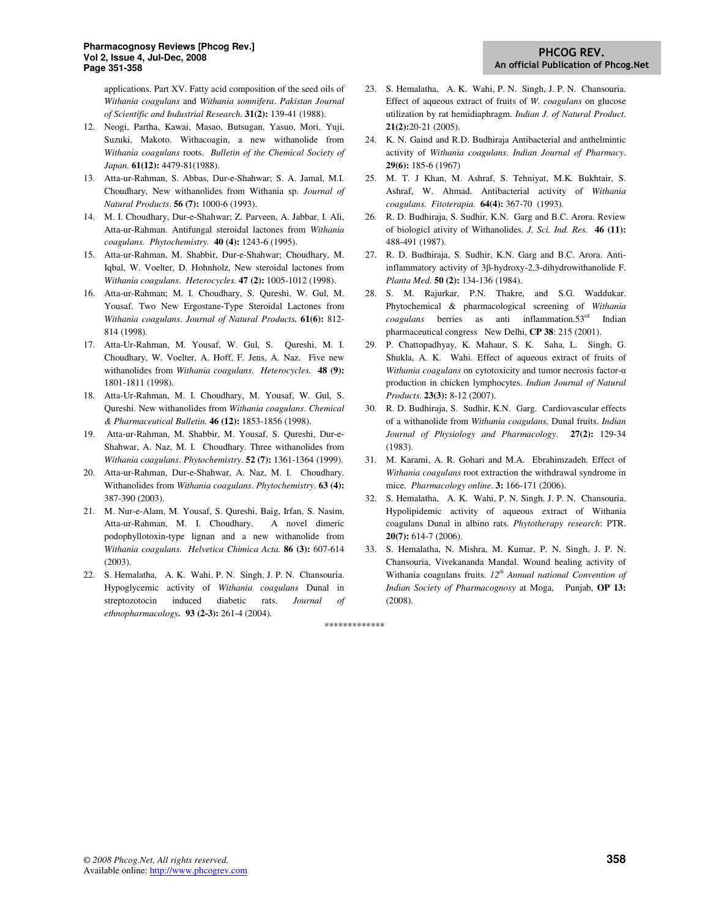applications. Part XV. Fatty acid composition of the seed oils of *Withania coagulans* and *Withania somnifera*. *Pakistan Journal of Scientific and Industrial Research.* **31(2):** 139-41 (1988).

12. Neogi, Partha, Kawai, Masao, Butsugan, Yasuo, Mori, Yuji, Suzuki, Makoto. Withacoagin, a new withanolide from *Withania coagulans* roots. *Bulletin of the Chemical Society of Japan.* **61(12):** 4479-81(1988).
13. Atta-ur-Rahman, S. Abbas, Dur-e-Shahwar; S. A. Jamal, M.I. Choudhary, New withanolides from Withania sp. *Journal of Natural Products*. **56 (7):** 1000-6 (1993).
14. M. I. Choudhary, Dur-e-Shahwar; Z. Parveen, A. Jabbar, I. Ali, Atta-ur-Rahman. Antifungal steroidal lactones from *Withania coagulans*. *Phytochemistry.* **40 (4):** 1243-6 (1995).
15. Atta-ur-Rahman, M. Shabbir, Dur-e-Shahwar; Choudhary, M. Iqbal, W. Voelter, D. Hohnholz, New steroidal lactones from *Withania coagulans*. *Heterocycles.* **47 (2):** 1005-1012 (1998).
16. Atta-ur-Rahman; M. I. Choudhary, S. Qureshi, W. Gul, M. Yousaf. Two New Ergostane-Type Steroidal Lactones from *Withania coagulans*. *Journal of Natural Products.* **61(6):** 812-814 (1998).
17. Atta-Ur-Rahman, M. Yousaf, W. Gul, S. Qureshi, M. I. Choudhary, W. Voelter, A. Hoff, F. Jens, A. Naz. Five new withanolides from *Withania coagulans*. *Heterocycles.* **48 (9):** 1801-1811 (1998).
18. Atta-Ur-Rahman, M. I. Choudhary, M. Yousaf, W. Gul, S. Qureshi. New withanolides from *Withania coagulans*. *Chemical & Pharmaceutical Bulletin.* **46 (12):** 1853-1856 (1998).
19. Atta-ur-Rahman, M. Shabbir, M. Yousaf, S. Qureshi, Dur-e-Shahwar, A. Naz, M. I. Choudhary. Three withanolides from *Withania coagulans*. *Phytochemistry*. **52 (7):** 1361-1364 (1999).
20. Atta-ur-Rahman, Dur-e-Shahwar, A. Naz, M. I. Choudhary. Withanolides from *Withania coagulans*. *Phytochemistry*. **63 (4):** 387-390 (2003).
21. M. Nur-e-Alam, M. Yousaf, S. Qureshi, Baig, Irfan, S. Nasim, Atta-ur-Rahman, M. I. Choudhary. A novel dimeric podophyllotoxin-type lignan and a new withanolide from *Withania coagulans*. *Helvetica Chimica Acta.* **86 (3):** 607-614 (2003).
22. S. Hemalatha, A. K. Wahi, P. N. Singh, J. P. N. Chansouria. Hypoglycemic activity of *Withania coagulans* Dunal in streptozotocin induced diabetic rats. *Journal of ethnopharmacology.* **93 (2-3):** 261-4 (2004).
23. S. Hemalatha, A. K. Wahi, P. N. Singh, J. P. N. Chansouria. Effect of aqueous extract of fruits of *W. coagulans* on glucose utilization by rat hemidiaphragm. *Indian J. of Natural Product.* **21(2):**20-21 (2005).
24. K. N. Gaind and R.D. Budhiraja Antibacterial and anthelmintic activity of *Withania coagulans*. *Indian Journal of Pharmacy*. **29(6):** 185-6 (1967)
25. M. T. J Khan, M. Ashraf, S. Tehniyat, M.K. Bukhtair, S. Ashraf, W. Ahmad. Antibacterial activity of *Withania coagulans*. *Fitoterapia.* **64(4):** 367-70 (1993).
26. R. D. Budhiraja, S. Sudhir, K.N. Garg and B.C. Arora. Review of biologicl ativity of Withanolides. *J. Sci. Ind. Res.* **46 (11):** 488-491 (1987).
27. R. D. Budhiraja, S. Sudhir, K.N. Garg and B.C. Arora. Anti-inflammatory activity of 3β-hydroxy-2,3-dihydrowithanolide F. *Planta Med.* **50 (2):** 134-136 (1984).
28. S. M. Rajurkar, P.N. Thakre, and S.G. Waddukar. Phytochemical & pharmacological screening of *Withania coagulans* berries as anti inflammation.53rd Indian pharmaceutical congress New Delhi, **CP 38**: 215 (2001).
29. P. Chattopadhyay, K. Mahaur, S. K. Saha, L. Singh, G. Shukla, A. K. Wahi. Effect of aqueous extract of fruits of *Withania coagulans* on cytotoxicity and tumor necrosis factor-α production in chicken lymphocytes. *Indian Journal of Natural Products*. **23(3):** 8-12 (2007).
30. R. D. Budhiraja, S. Sudhir, K.N. Garg. Cardiovascular effects of a withanolide from *Withania coagulans*, Dunal fruits. *Indian Journal of Physiology and Pharmacology*. **27(2):** 129-34 (1983).
31. M. Karami, A. R. Gohari and M.A. Ebrahimzadeh. Effect of *Withania coagulans* root extraction the withdrawal syndrome in mice. *Pharmacology online*. **3:** 166-171 (2006).
32. S. Hemalatha, A. K. Wahi, P. N. Singh, J. P. N. Chansouria. Hypolipidemic activity of aqueous extract of Withania coagulans Dunal in albino rats. *Phytotherapy research*: PTR. **20(7):** 614-7 (2006).
33. S. Hemalatha, N. Mishra, M. Kumar, P. N. Singh, J. P. N. Chansouria, Vivekananda Mandal. Wound healing activity of Withania coagulans fruits. *12th Annual national Convention of Indian Society of Pharmacognosy* at Moga, Punjab, **OP 13:** (2008).

\*\*\*\*\*\*\*\*\*\*\*\*\*